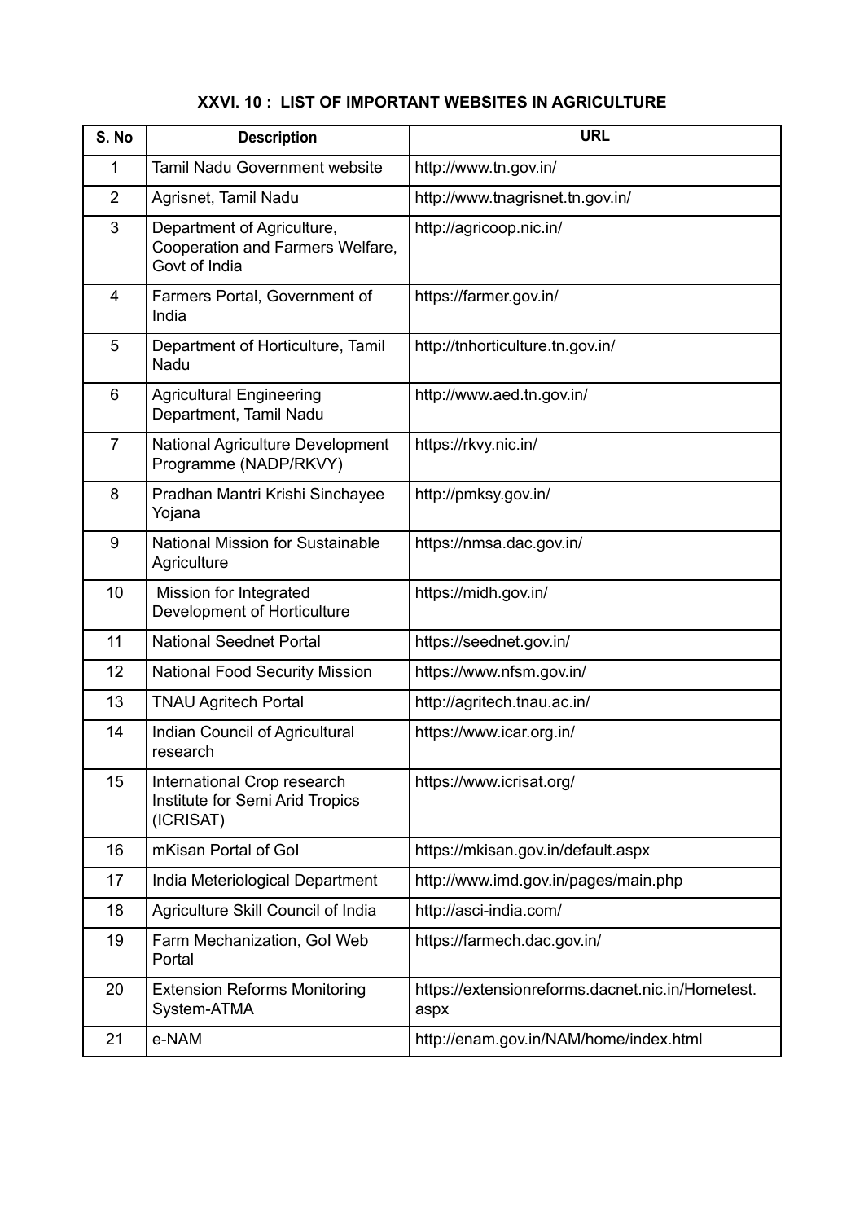## XXVI. 10 : LIST OF IMPORTANT WEBSITES IN AGRICULTURE

| S. No | Description | URL |
|---|---|---|
| 1 | Tamil Nadu Government website | http://www.tn.gov.in/ |
| 2 | Agrisnet, Tamil Nadu | http://www.tnagrisnet.tn.gov.in/ |
| 3 | Department of Agriculture, Cooperation and Farmers Welfare, Govt of India | http://agricoop.nic.in/ |
| 4 | Farmers Portal, Government of India | https://farmer.gov.in/ |
| 5 | Department of Horticulture, Tamil Nadu | http://tnhorticulture.tn.gov.in/ |
| 6 | Agricultural Engineering Department, Tamil Nadu | http://www.aed.tn.gov.in/ |
| 7 | National Agriculture Development Programme (NADP/RKVY) | https://rkvy.nic.in/ |
| 8 | Pradhan Mantri Krishi Sinchayee Yojana | http://pmksy.gov.in/ |
| 9 | National Mission for Sustainable Agriculture | https://nmsa.dac.gov.in/ |
| 10 | Mission for Integrated Development of Horticulture | https://midh.gov.in/ |
| 11 | National Seednet Portal | https://seednet.gov.in/ |
| 12 | National Food Security Mission | https://www.nfsm.gov.in/ |
| 13 | TNAU Agritech Portal | http://agritech.tnau.ac.in/ |
| 14 | Indian Council of Agricultural research | https://www.icar.org.in/ |
| 15 | International Crop research Institute for Semi Arid Tropics (ICRISAT) | https://www.icrisat.org/ |
| 16 | mKisan Portal of GoI | https://mkisan.gov.in/default.aspx |
| 17 | India Meteriological Department | http://www.imd.gov.in/pages/main.php |
| 18 | Agriculture Skill Council of India | http://asci-india.com/ |
| 19 | Farm Mechanization, GoI Web Portal | https://farmech.dac.gov.in/ |
| 20 | Extension Reforms Monitoring System-ATMA | https://extensionreforms.dacnet.nic.in/Hometest.aspx |
| 21 | e-NAM | http://enam.gov.in/NAM/home/index.html |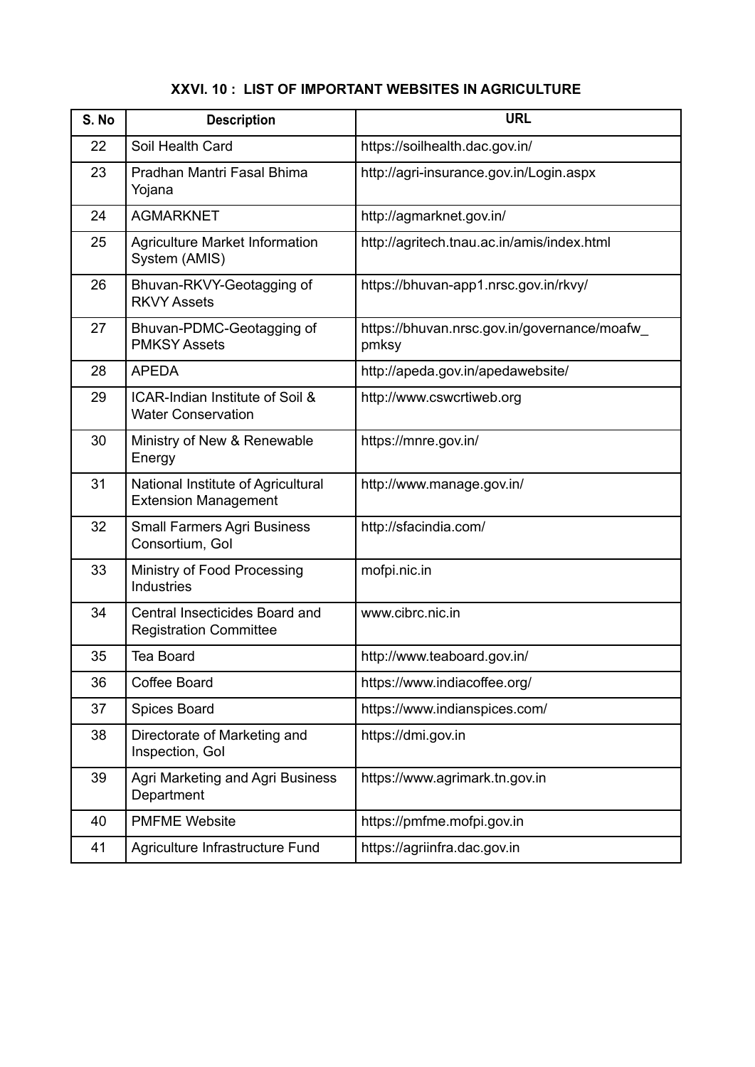### XXVI. 10 : LIST OF IMPORTANT WEBSITES IN AGRICULTURE

| S. No | Description | URL |
|---|---|---|
| 22 | Soil Health Card | https://soilhealth.dac.gov.in/ |
| 23 | Pradhan Mantri Fasal Bhima Yojana | http://agri-insurance.gov.in/Login.aspx |
| 24 | AGMARKNET | http://agmarknet.gov.in/ |
| 25 | Agriculture Market Information System (AMIS) | http://agritech.tnau.ac.in/amis/index.html |
| 26 | Bhuvan-RKVY-Geotagging of RKVY Assets | https://bhuvan-app1.nrsc.gov.in/rkvy/ |
| 27 | Bhuvan-PDMC-Geotagging of PMKSY Assets | https://bhuvan.nrsc.gov.in/governance/moafw_pmksy |
| 28 | APEDA | http://apeda.gov.in/apedawebsite/ |
| 29 | ICAR-Indian Institute of Soil & Water Conservation | http://www.cswcrtiweb.org |
| 30 | Ministry of New & Renewable Energy | https://mnre.gov.in/ |
| 31 | National Institute of Agricultural Extension Management | http://www.manage.gov.in/ |
| 32 | Small Farmers Agri Business Consortium, GoI | http://sfacindia.com/ |
| 33 | Ministry of Food Processing Industries | mofpi.nic.in |
| 34 | Central Insecticides Board and Registration Committee | www.cibrc.nic.in |
| 35 | Tea Board | http://www.teaboard.gov.in/ |
| 36 | Coffee Board | https://www.indiacoffee.org/ |
| 37 | Spices Board | https://www.indianspices.com/ |
| 38 | Directorate of Marketing and Inspection, GoI | https://dmi.gov.in |
| 39 | Agri Marketing and Agri Business Department | https://www.agrimark.tn.gov.in |
| 40 | PMFME Website | https://pmfme.mofpi.gov.in |
| 41 | Agriculture Infrastructure Fund | https://agriinfra.dac.gov.in |